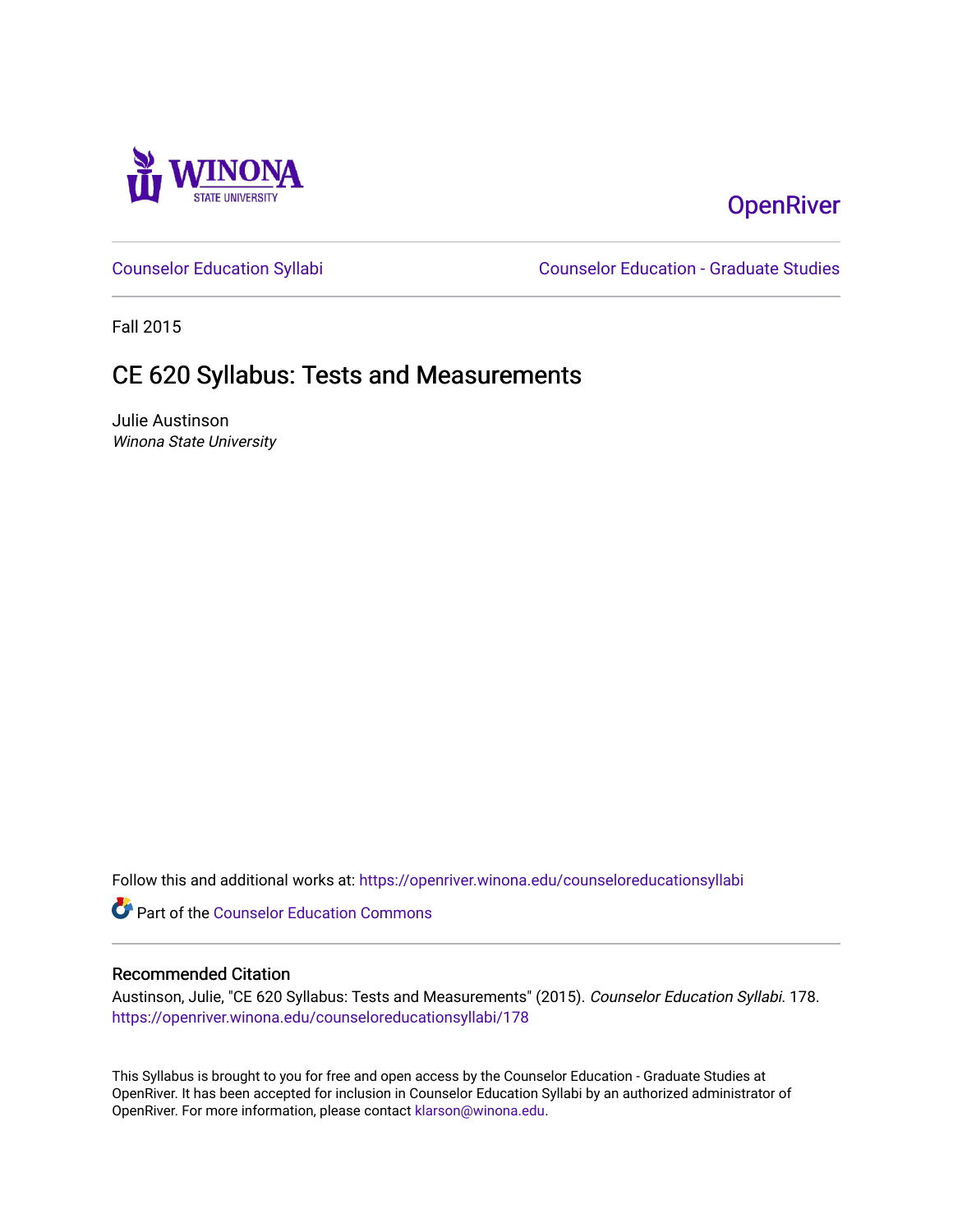OpenRiver

Counselor Education Syllabi

Counselor Education - Graduate Studies

Fall 2015

# CE 620 Syllabus: Tests and Measurements

Julie Austinson

*Winona State University*

Follow this and additional works at: https://openriver.winona.edu/counseloreducationsyllabi

Part of the Counselor Education Commons

## Recommended Citation

Austinson, Julie, "CE 620 Syllabus: Tests and Measurements" (2015). *Counselor Education Syllabi*. 178.
https://openriver.winona.edu/counseloreducationsyllabi/178

This Syllabus is brought to you for free and open access by the Counselor Education - Graduate Studies at OpenRiver. It has been accepted for inclusion in Counselor Education Syllabi by an authorized administrator of OpenRiver. For more information, please contact klarson@winona.edu.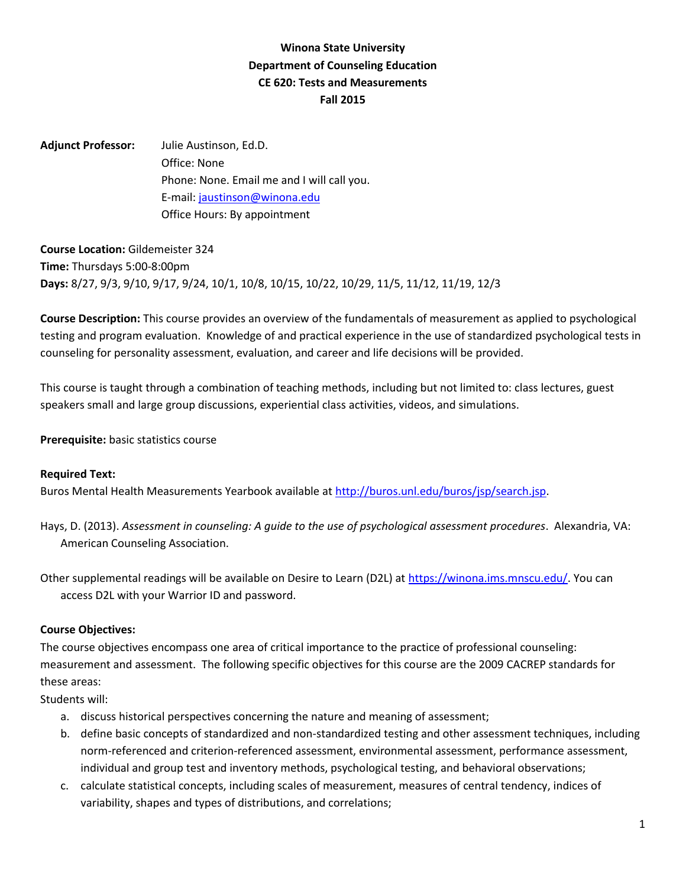**Winona State University**
**Department of Counseling Education**
**CE 620: Tests and Measurements**
**Fall 2015**

**Adjunct Professor:** Julie Austinson, Ed.D.
Office: None
Phone: None. Email me and I will call you.
E-mail: jaustinson@winona.edu
Office Hours: By appointment

**Course Location:** Gildemeister 324
**Time:** Thursdays 5:00-8:00pm
**Days:** 8/27, 9/3, 9/10, 9/17, 9/24, 10/1, 10/8, 10/15, 10/22, 10/29, 11/5, 11/12, 11/19, 12/3

**Course Description:** This course provides an overview of the fundamentals of measurement as applied to psychological testing and program evaluation. Knowledge of and practical experience in the use of standardized psychological tests in counseling for personality assessment, evaluation, and career and life decisions will be provided.

This course is taught through a combination of teaching methods, including but not limited to: class lectures, guest speakers small and large group discussions, experiential class activities, videos, and simulations.

**Prerequisite:** basic statistics course

**Required Text:**

Buros Mental Health Measurements Yearbook available at http://buros.unl.edu/buros/jsp/search.jsp.

Hays, D. (2013). *Assessment in counseling: A guide to the use of psychological assessment procedures*. Alexandria, VA: American Counseling Association.

Other supplemental readings will be available on Desire to Learn (D2L) at https://winona.ims.mnscu.edu/. You can access D2L with your Warrior ID and password.

**Course Objectives:**

The course objectives encompass one area of critical importance to the practice of professional counseling: measurement and assessment. The following specific objectives for this course are the 2009 CACREP standards for these areas:

Students will:

a. discuss historical perspectives concerning the nature and meaning of assessment;
b. define basic concepts of standardized and non-standardized testing and other assessment techniques, including norm-referenced and criterion-referenced assessment, environmental assessment, performance assessment, individual and group test and inventory methods, psychological testing, and behavioral observations;
c. calculate statistical concepts, including scales of measurement, measures of central tendency, indices of variability, shapes and types of distributions, and correlations;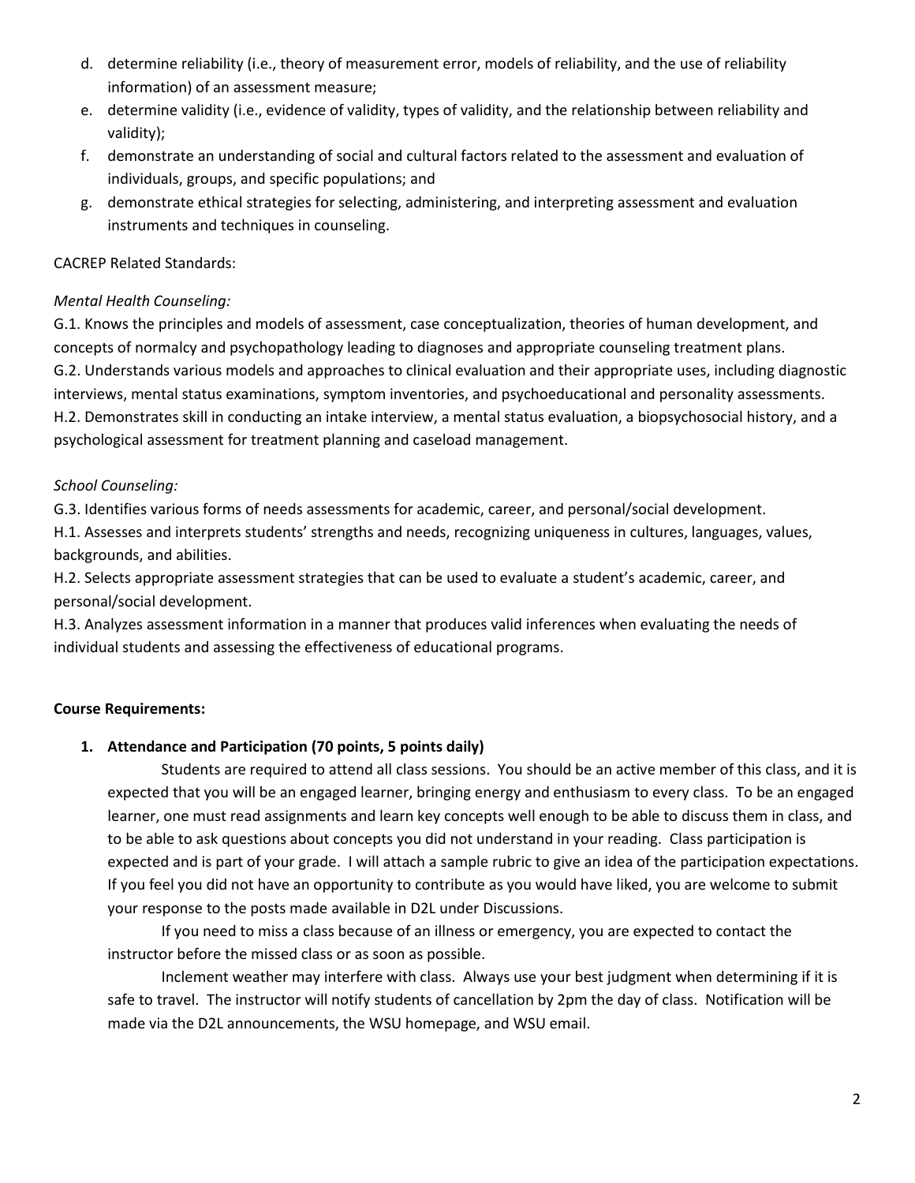d. determine reliability (i.e., theory of measurement error, models of reliability, and the use of reliability information) of an assessment measure;
e. determine validity (i.e., evidence of validity, types of validity, and the relationship between reliability and validity);
f. demonstrate an understanding of social and cultural factors related to the assessment and evaluation of individuals, groups, and specific populations; and
g. demonstrate ethical strategies for selecting, administering, and interpreting assessment and evaluation instruments and techniques in counseling.

CACREP Related Standards:

*Mental Health Counseling:*

G.1. Knows the principles and models of assessment, case conceptualization, theories of human development, and concepts of normalcy and psychopathology leading to diagnoses and appropriate counseling treatment plans.
G.2. Understands various models and approaches to clinical evaluation and their appropriate uses, including diagnostic interviews, mental status examinations, symptom inventories, and psychoeducational and personality assessments.
H.2. Demonstrates skill in conducting an intake interview, a mental status evaluation, a biopsychosocial history, and a psychological assessment for treatment planning and caseload management.

*School Counseling:*

G.3. Identifies various forms of needs assessments for academic, career, and personal/social development.
H.1. Assesses and interprets students' strengths and needs, recognizing uniqueness in cultures, languages, values, backgrounds, and abilities.
H.2. Selects appropriate assessment strategies that can be used to evaluate a student's academic, career, and personal/social development.
H.3. Analyzes assessment information in a manner that produces valid inferences when evaluating the needs of individual students and assessing the effectiveness of educational programs.

**Course Requirements:**

1. **Attendance and Participation (70 points, 5 points daily)**

   Students are required to attend all class sessions. You should be an active member of this class, and it is expected that you will be an engaged learner, bringing energy and enthusiasm to every class. To be an engaged learner, one must read assignments and learn key concepts well enough to be able to discuss them in class, and to be able to ask questions about concepts you did not understand in your reading. Class participation is expected and is part of your grade. I will attach a sample rubric to give an idea of the participation expectations. If you feel you did not have an opportunity to contribute as you would have liked, you are welcome to submit your response to the posts made available in D2L under Discussions.

   If you need to miss a class because of an illness or emergency, you are expected to contact the instructor before the missed class or as soon as possible.

   Inclement weather may interfere with class. Always use your best judgment when determining if it is safe to travel. The instructor will notify students of cancellation by 2pm the day of class. Notification will be made via the D2L announcements, the WSU homepage, and WSU email.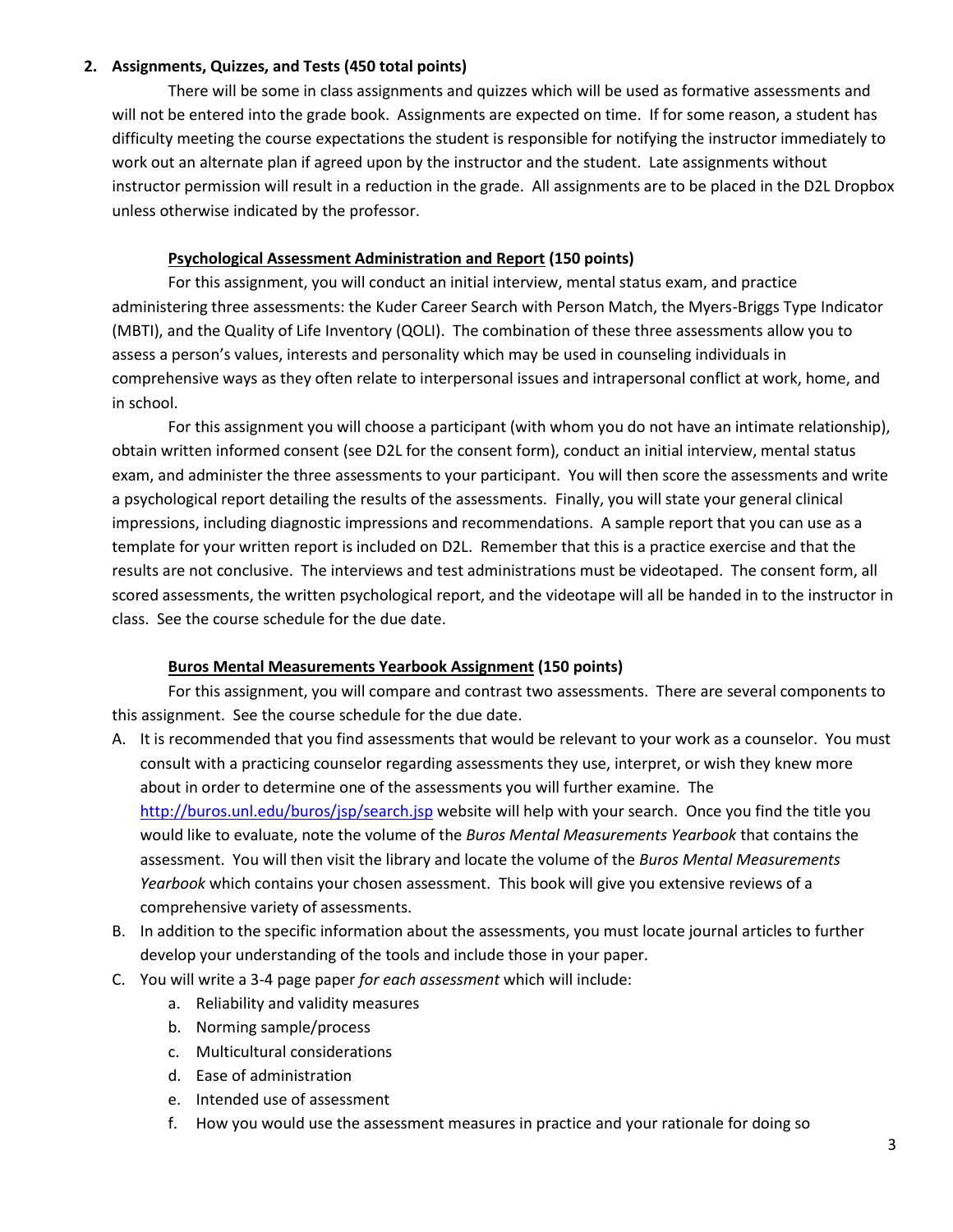**2. Assignments, Quizzes, and Tests (450 total points)**

There will be some in class assignments and quizzes which will be used as formative assessments and will not be entered into the grade book. Assignments are expected on time. If for some reason, a student has difficulty meeting the course expectations the student is responsible for notifying the instructor immediately to work out an alternate plan if agreed upon by the instructor and the student. Late assignments without instructor permission will result in a reduction in the grade. All assignments are to be placed in the D2L Dropbox unless otherwise indicated by the professor.

**Psychological Assessment Administration and Report (150 points)**

For this assignment, you will conduct an initial interview, mental status exam, and practice administering three assessments: the Kuder Career Search with Person Match, the Myers-Briggs Type Indicator (MBTI), and the Quality of Life Inventory (QOLI). The combination of these three assessments allow you to assess a person's values, interests and personality which may be used in counseling individuals in comprehensive ways as they often relate to interpersonal issues and intrapersonal conflict at work, home, and in school.

For this assignment you will choose a participant (with whom you do not have an intimate relationship), obtain written informed consent (see D2L for the consent form), conduct an initial interview, mental status exam, and administer the three assessments to your participant. You will then score the assessments and write a psychological report detailing the results of the assessments. Finally, you will state your general clinical impressions, including diagnostic impressions and recommendations. A sample report that you can use as a template for your written report is included on D2L. Remember that this is a practice exercise and that the results are not conclusive. The interviews and test administrations must be videotaped. The consent form, all scored assessments, the written psychological report, and the videotape will all be handed in to the instructor in class. See the course schedule for the due date.

**Buros Mental Measurements Yearbook Assignment (150 points)**

For this assignment, you will compare and contrast two assessments. There are several components to this assignment. See the course schedule for the due date.

A. It is recommended that you find assessments that would be relevant to your work as a counselor. You must consult with a practicing counselor regarding assessments they use, interpret, or wish they knew more about in order to determine one of the assessments you will further examine. The http://buros.unl.edu/buros/jsp/search.jsp website will help with your search. Once you find the title you would like to evaluate, note the volume of the *Buros Mental Measurements Yearbook* that contains the assessment. You will then visit the library and locate the volume of the *Buros Mental Measurements Yearbook* which contains your chosen assessment. This book will give you extensive reviews of a comprehensive variety of assessments.
B. In addition to the specific information about the assessments, you must locate journal articles to further develop your understanding of the tools and include those in your paper.
C. You will write a 3-4 page paper *for each assessment* which will include:
   a. Reliability and validity measures
   b. Norming sample/process
   c. Multicultural considerations
   d. Ease of administration
   e. Intended use of assessment
   f. How you would use the assessment measures in practice and your rationale for doing so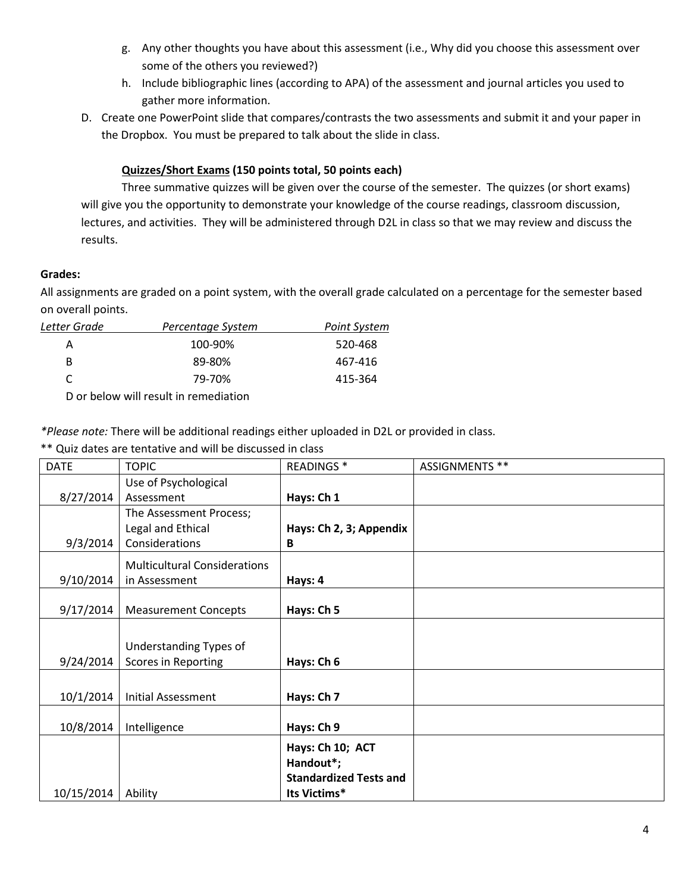g. Any other thoughts you have about this assessment (i.e., Why did you choose this assessment over some of the others you reviewed?)
   h. Include bibliographic lines (according to APA) of the assessment and journal articles you used to gather more information.

D. Create one PowerPoint slide that compares/contrasts the two assessments and submit it and your paper in the Dropbox. You must be prepared to talk about the slide in class.

**Quizzes/Short Exams (150 points total, 50 points each)**

Three summative quizzes will be given over the course of the semester. The quizzes (or short exams) will give you the opportunity to demonstrate your knowledge of the course readings, classroom discussion, lectures, and activities. They will be administered through D2L in class so that we may review and discuss the results.

**Grades:**

All assignments are graded on a point system, with the overall grade calculated on a percentage for the semester based on overall points.

| *Letter Grade* | *Percentage System* | *Point System* |
|---|---|---|
| A | 100-90% | 520-468 |
| B | 89-80% | 467-416 |
| C | 79-70% | 415-364 |

D or below will result in remediation

*Please note:* There will be additional readings either uploaded in D2L or provided in class.

** Quiz dates are tentative and will be discussed in class

| DATE | TOPIC | READINGS * | ASSIGNMENTS ** |
|---|---|---|---|
| 8/27/2014 | Use of Psychological Assessment | **Hays: Ch 1** | |
| 9/3/2014 | The Assessment Process; Legal and Ethical Considerations | **Hays: Ch 2, 3; Appendix B** | |
| 9/10/2014 | Multicultural Considerations in Assessment | **Hays: 4** | |
| 9/17/2014 | Measurement Concepts | **Hays: Ch 5** | |
| 9/24/2014 | Understanding Types of Scores in Reporting | **Hays: Ch 6** | |
| 10/1/2014 | Initial Assessment | **Hays: Ch 7** | |
| 10/8/2014 | Intelligence | **Hays: Ch 9** | |
| 10/15/2014 | Ability | **Hays: Ch 10; ACT Handout*; Standardized Tests and Its Victims*** | |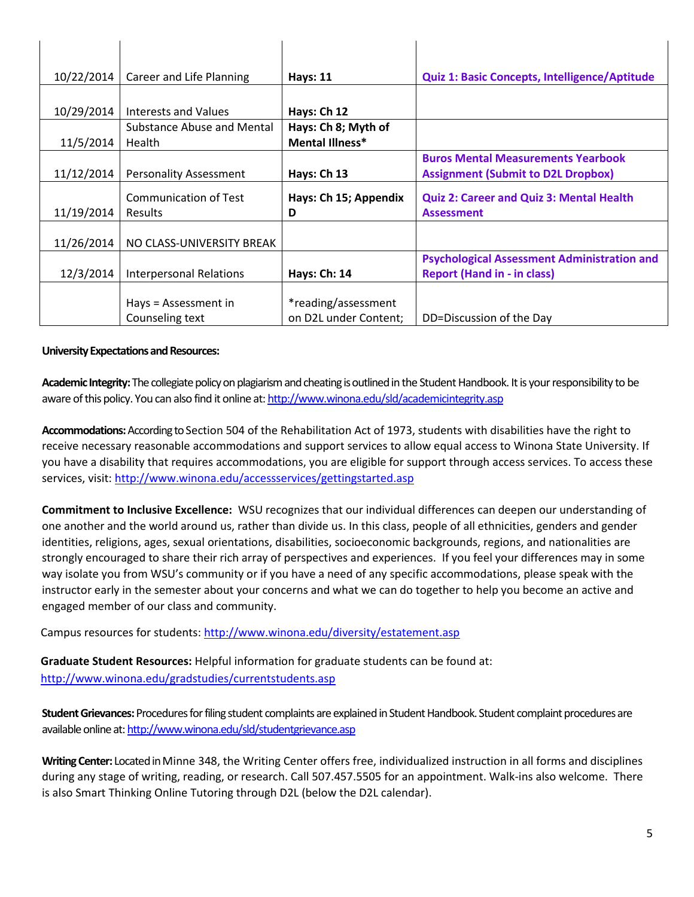| | | | |
|---|---|---|---|
| 10/22/2014 | Career and Life Planning | **Hays: 11** | **Quiz 1: Basic Concepts, Intelligence/Aptitude** |
| 10/29/2014 | Interests and Values | **Hays: Ch 12** | |
| 11/5/2014 | Substance Abuse and Mental Health | **Hays: Ch 8; Myth of Mental Illness*** | |
| 11/12/2014 | Personality Assessment | **Hays: Ch 13** | **Buros Mental Measurements Yearbook Assignment (Submit to D2L Dropbox)** |
| 11/19/2014 | Communication of Test Results | **Hays: Ch 15; Appendix D** | **Quiz 2: Career and Quiz 3: Mental Health Assessment** |
| 11/26/2014 | NO CLASS-UNIVERSITY BREAK | | |
| 12/3/2014 | Interpersonal Relations | **Hays: Ch: 14** | **Psychological Assessment Administration and Report (Hand in - in class)** |
| | Hays = Assessment in Counseling text | *reading/assessment on D2L under Content; | DD=Discussion of the Day |

**University Expectations and Resources:**

**Academic Integrity:** The collegiate policy on plagiarism and cheating is outlined in the Student Handbook. It is your responsibility to be aware of this policy. You can also find it online at: http://www.winona.edu/sld/academicintegrity.asp

**Accommodations:** According to Section 504 of the Rehabilitation Act of 1973, students with disabilities have the right to receive necessary reasonable accommodations and support services to allow equal access to Winona State University. If you have a disability that requires accommodations, you are eligible for support through access services. To access these services, visit: http://www.winona.edu/accessservices/gettingstarted.asp

**Commitment to Inclusive Excellence:** WSU recognizes that our individual differences can deepen our understanding of one another and the world around us, rather than divide us. In this class, people of all ethnicities, genders and gender identities, religions, ages, sexual orientations, disabilities, socioeconomic backgrounds, regions, and nationalities are strongly encouraged to share their rich array of perspectives and experiences. If you feel your differences may in some way isolate you from WSU's community or if you have a need of any specific accommodations, please speak with the instructor early in the semester about your concerns and what we can do together to help you become an active and engaged member of our class and community.

Campus resources for students: http://www.winona.edu/diversity/estatement.asp

**Graduate Student Resources:** Helpful information for graduate students can be found at: http://www.winona.edu/gradstudies/currentstudents.asp

**Student Grievances:** Procedures for filing student complaints are explained in Student Handbook. Student complaint procedures are available online at: http://www.winona.edu/sld/studentgrievance.asp

**Writing Center:** Located in Minne 348, the Writing Center offers free, individualized instruction in all forms and disciplines during any stage of writing, reading, or research. Call 507.457.5505 for an appointment. Walk-ins also welcome. There is also Smart Thinking Online Tutoring through D2L (below the D2L calendar).